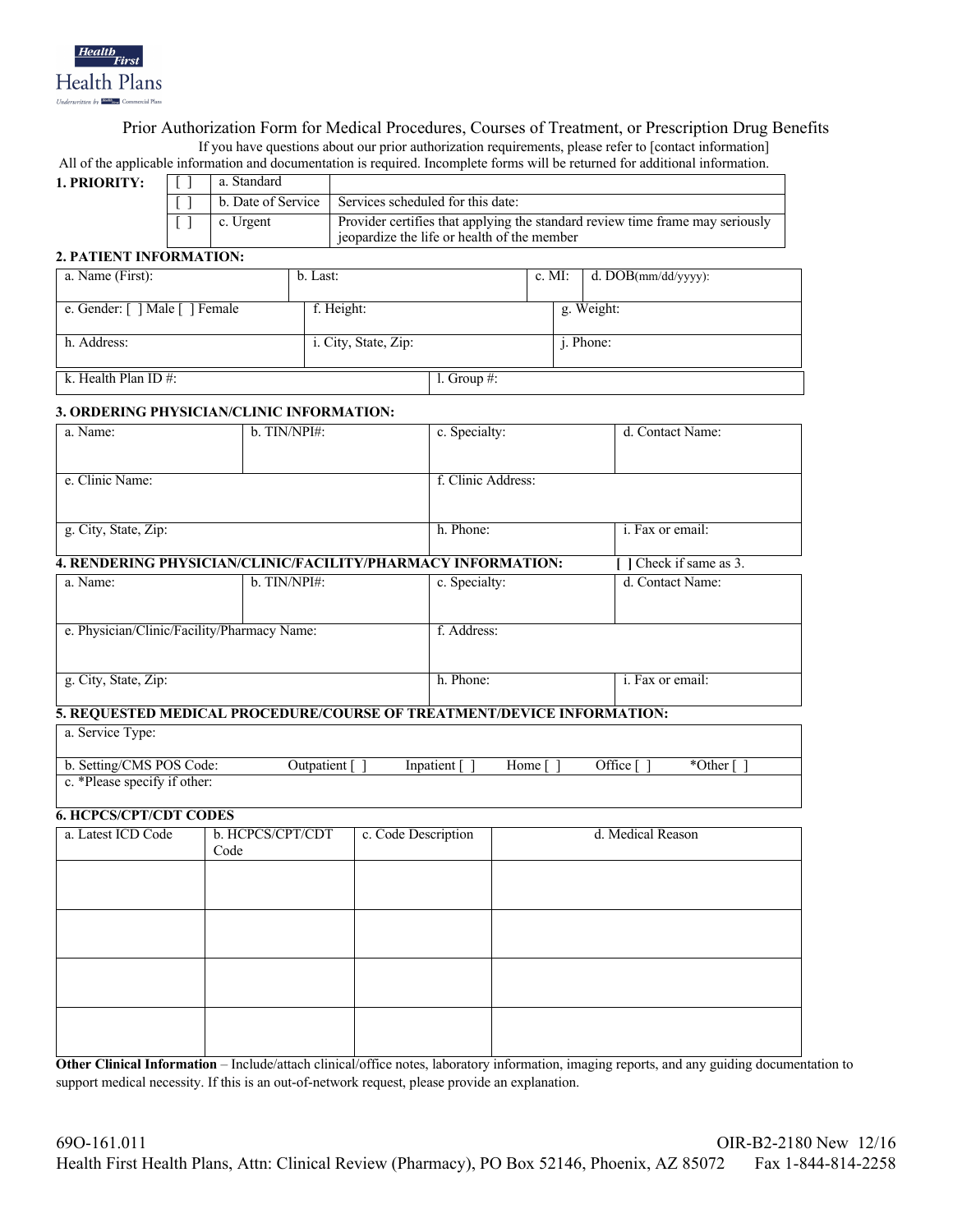Health First Health Plans

Underwritten by Health First Commercial Plans

# Prior Authorization Form for Medical Procedures, Courses of Treatment, or Prescription Drug Benefits

If you have questions about our prior authorization requirements, please refer to [contact information]

All of the applicable information and documentation is required. Incomplete forms will be returned for additional information.

**1. PRIORITY:**

| | | |
|---|---|---|
| [ ] | a. Standard | |
| [ ] | b. Date of Service | Services scheduled for this date: |
| [ ] | c. Urgent | Provider certifies that applying the standard review time frame may seriously jeopardize the life or health of the member |

**2. PATIENT INFORMATION:**

| | | | |
|---|---|---|---|
| a. Name (First): | b. Last: | c. MI: | d. DOB(mm/dd/yyyy): |
| e. Gender: [ ] Male [ ] Female | f. Height: | g. Weight: | |
| h. Address: | i. City, State, Zip: | j. Phone: | |
| k. Health Plan ID #: | l. Group #: | | |

**3. ORDERING PHYSICIAN/CLINIC INFORMATION:**

| | | | |
|---|---|---|---|
| a. Name: | b. TIN/NPI#: | c. Specialty: | d. Contact Name: |
| e. Clinic Name: | | f. Clinic Address: | |
| g. City, State, Zip: | | h. Phone: | i. Fax or email: |

**4. RENDERING PHYSICIAN/CLINIC/FACILITY/PHARMACY INFORMATION:** **[ ]** Check if same as 3.

| | | | |
|---|---|---|---|
| a. Name: | b. TIN/NPI#: | c. Specialty: | d. Contact Name: |
| e. Physician/Clinic/Facility/Pharmacy Name: | | f. Address: | |
| g. City, State, Zip: | | h. Phone: | i. Fax or email: |

**5. REQUESTED MEDICAL PROCEDURE/COURSE OF TREATMENT/DEVICE INFORMATION:**

| | | | | | |
|---|---|---|---|---|---|
| a. Service Type: | | | | | |
| b. Setting/CMS POS Code: | Outpatient [ ] | Inpatient [ ] | Home [ ] | Office [ ] | *Other [ ] |
| c. *Please specify if other: | | | | | |

**6. HCPCS/CPT/CDT CODES**

| a. Latest ICD Code | b. HCPCS/CPT/CDT Code | c. Code Description | d. Medical Reason |
|---|---|---|---|
| | | | |
| | | | |
| | | | |
| | | | |

**Other Clinical Information** – Include/attach clinical/office notes, laboratory information, imaging reports, and any guiding documentation to support medical necessity. If this is an out-of-network request, please provide an explanation.

69O-161.011 OIR-B2-2180 New 12/16

Health First Health Plans, Attn: Clinical Review (Pharmacy), PO Box 52146, Phoenix, AZ 85072 Fax 1-844-814-2258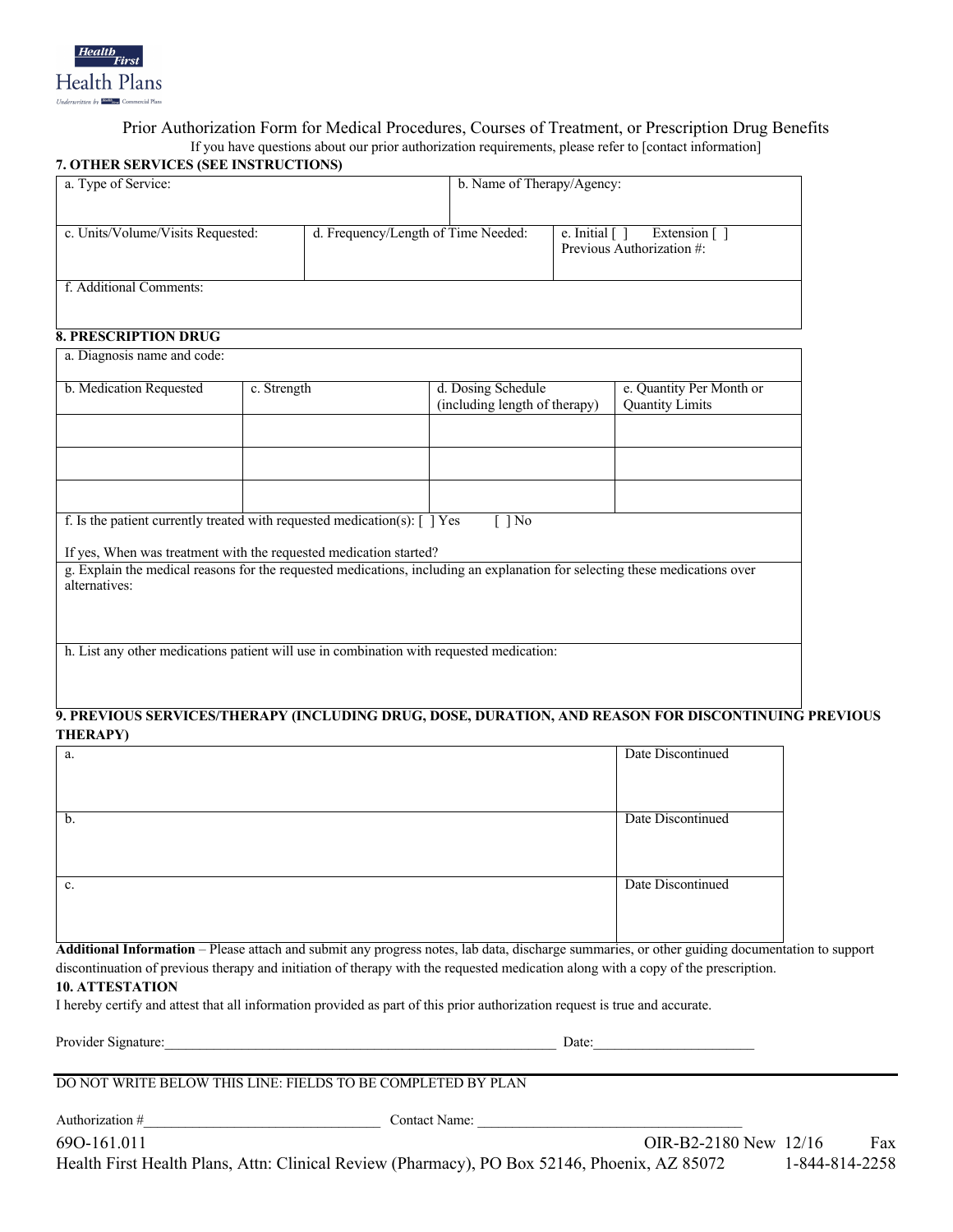Health First
Health Plans
Underwritten by Health First Commercial Plans

Prior Authorization Form for Medical Procedures, Courses of Treatment, or Prescription Drug Benefits

If you have questions about our prior authorization requirements, please refer to [contact information]

**7. OTHER SERVICES (SEE INSTRUCTIONS)**

| | | |
|---|---|---|
| a. Type of Service: | | b. Name of Therapy/Agency: |
| c. Units/Volume/Visits Requested: | d. Frequency/Length of Time Needed: | e. Initial [ ] Extension [ ] Previous Authorization #: |
| f. Additional Comments: | | |

**8. PRESCRIPTION DRUG**

| | | | |
|---|---|---|---|
| a. Diagnosis name and code: | | | |
| b. Medication Requested | c. Strength | d. Dosing Schedule (including length of therapy) | e. Quantity Per Month or Quantity Limits |
| | | | |
| | | | |
| | | | |
| f. Is the patient currently treated with requested medication(s): [ ] Yes [ ] No<br>If yes, When was treatment with the requested medication started? | | | |
| g. Explain the medical reasons for the requested medications, including an explanation for selecting these medications over alternatives: | | | |
| h. List any other medications patient will use in combination with requested medication: | | | |

**9. PREVIOUS SERVICES/THERAPY (INCLUDING DRUG, DOSE, DURATION, AND REASON FOR DISCONTINUING PREVIOUS THERAPY)**

| | |
|---|---|
| a. | Date Discontinued |
| b. | Date Discontinued |
| c. | Date Discontinued |

**Additional Information** – Please attach and submit any progress notes, lab data, discharge summaries, or other guiding documentation to support discontinuation of previous therapy and initiation of therapy with the requested medication along with a copy of the prescription.

**10. ATTESTATION**

I hereby certify and attest that all information provided as part of this prior authorization request is true and accurate.

Provider Signature:___________________________________________________________ Date:_______________________

DO NOT WRITE BELOW THIS LINE: FIELDS TO BE COMPLETED BY PLAN

Authorization #__________________________________ Contact Name: _____________________________________

69O-161.011 OIR-B2-2180 New 12/16

Health First Health Plans, Attn: Clinical Review (Pharmacy), PO Box 52146, Phoenix, AZ 85072 Fax 1-844-814-2258